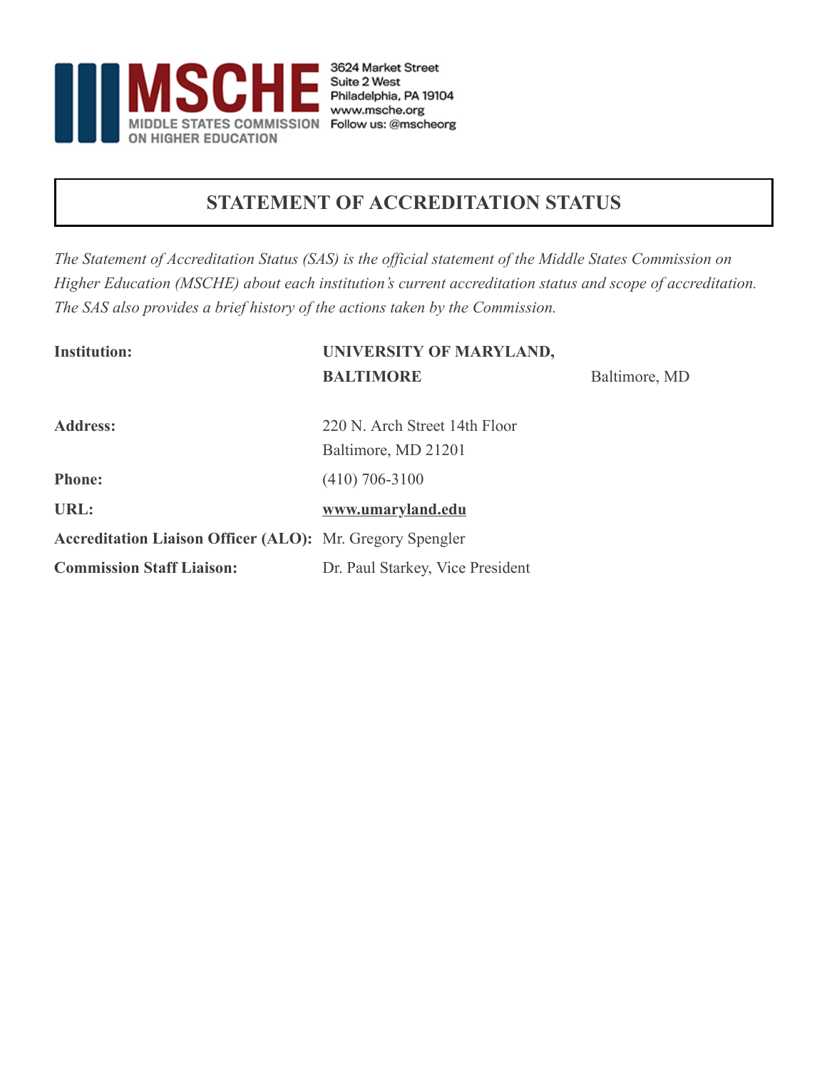3624 Market Street
Suite 2 West
Philadelphia, PA 19104
www.msche.org
Follow us: @mscheorg

MSCHE
MIDDLE STATES COMMISSION ON HIGHER EDUCATION

# STATEMENT OF ACCREDITATION STATUS

*The Statement of Accreditation Status (SAS) is the official statement of the Middle States Commission on Higher Education (MSCHE) about each institution's current accreditation status and scope of accreditation. The SAS also provides a brief history of the actions taken by the Commission.*

**Institution:** **UNIVERSITY OF MARYLAND, BALTIMORE** Baltimore, MD

**Address:** 220 N. Arch Street 14th Floor
Baltimore, MD 21201

**Phone:** (410) 706-3100

**URL:** **www.umaryland.edu**

**Accreditation Liaison Officer (ALO):** Mr. Gregory Spengler

**Commission Staff Liaison:** Dr. Paul Starkey, Vice President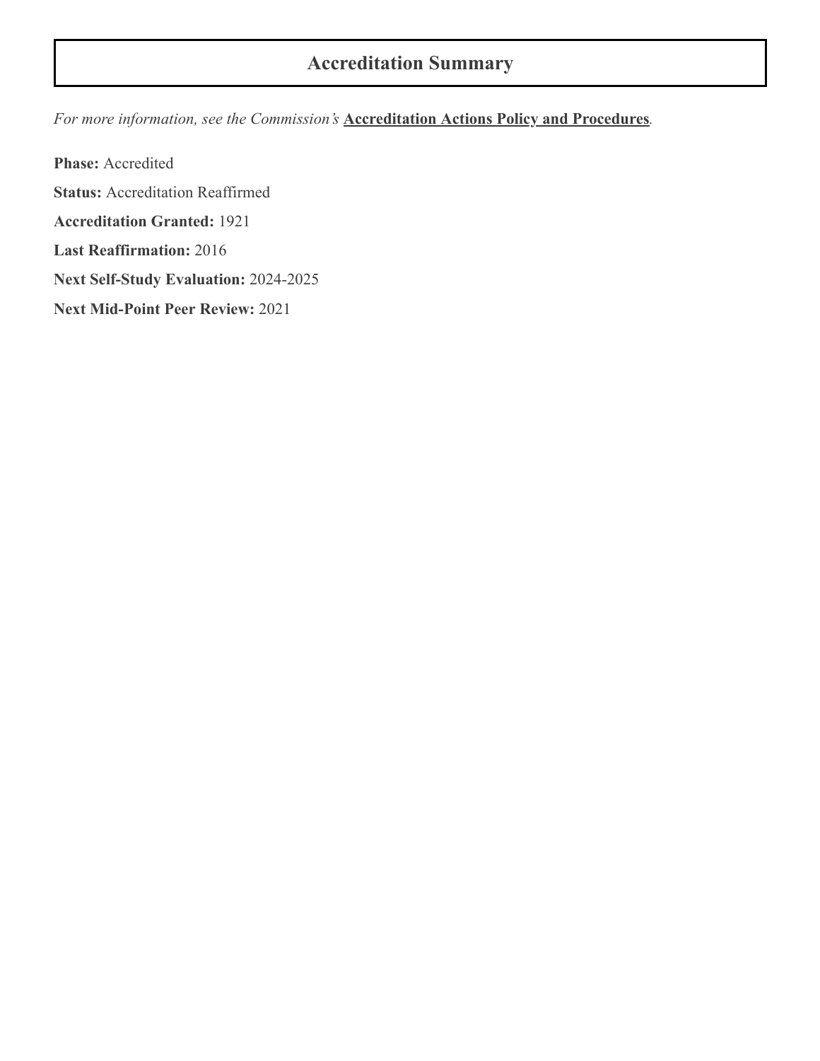## Accreditation Summary

*For more information, see the Commission's* **Accreditation Actions Policy and Procedures***.*

**Phase:** Accredited

**Status:** Accreditation Reaffirmed

**Accreditation Granted:** 1921

**Last Reaffirmation:** 2016

**Next Self-Study Evaluation:** 2024-2025

**Next Mid-Point Peer Review:** 2021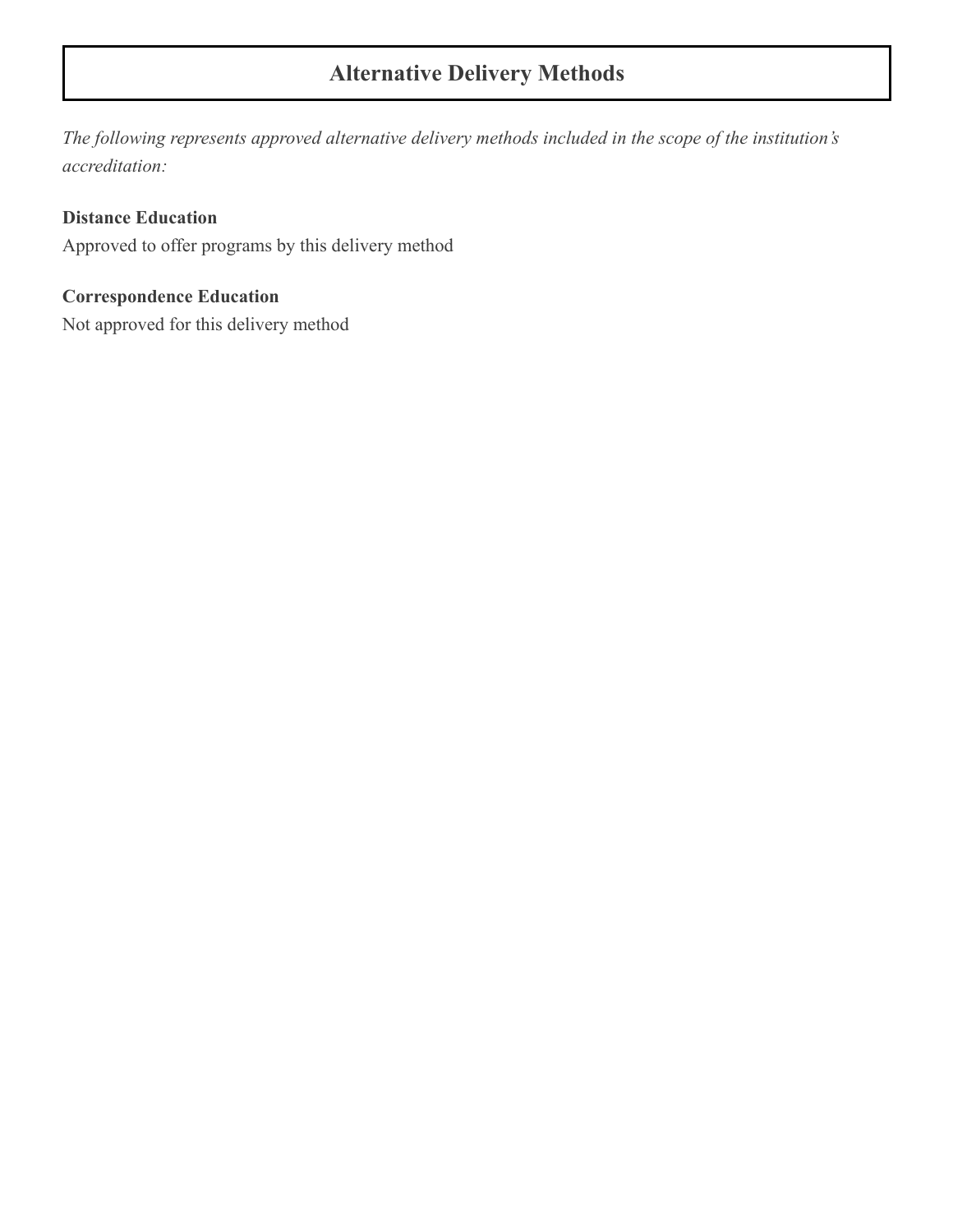# Alternative Delivery Methods

*The following represents approved alternative delivery methods included in the scope of the institution's accreditation:*

**Distance Education**
Approved to offer programs by this delivery method

**Correspondence Education**
Not approved for this delivery method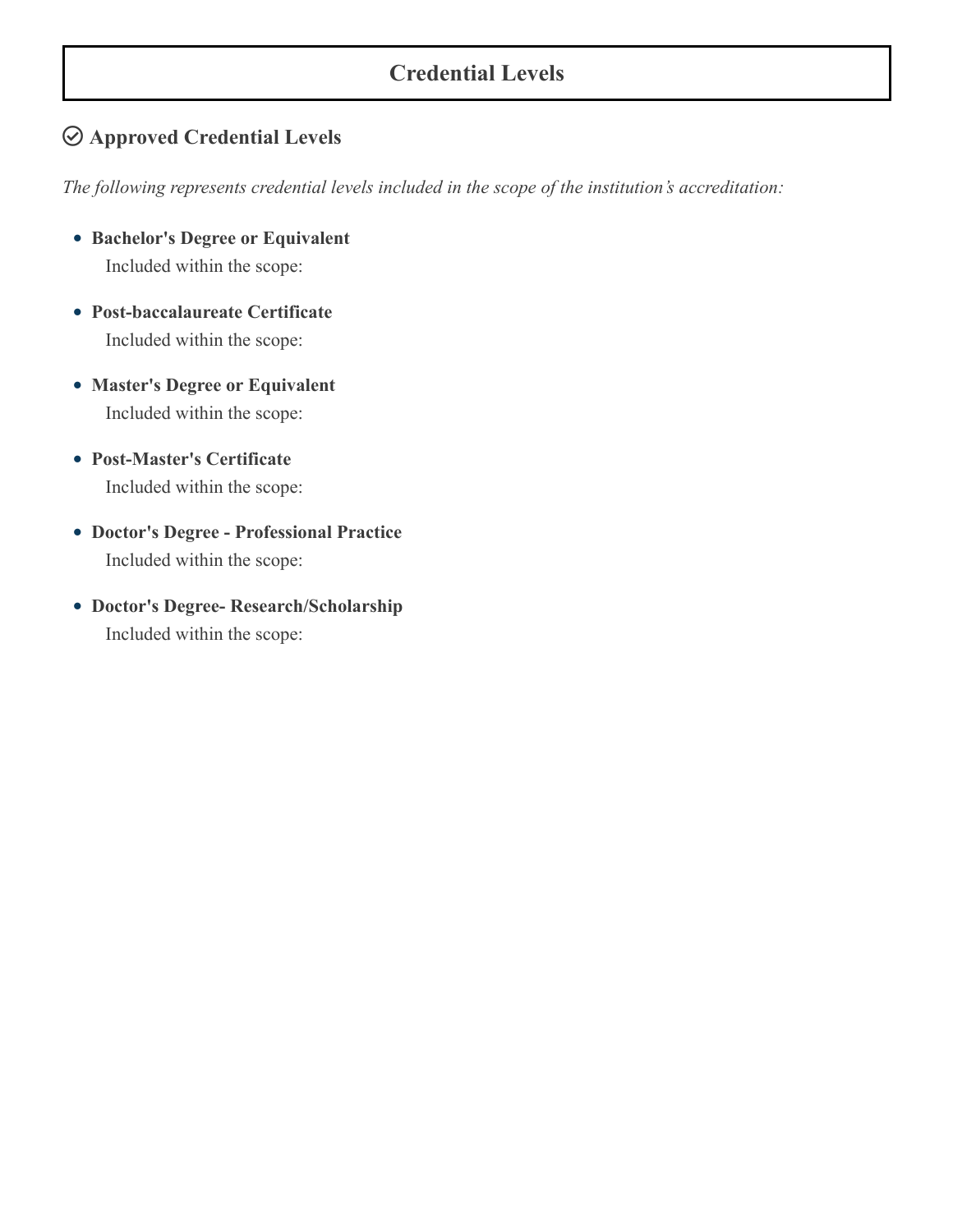## Credential Levels

### Approved Credential Levels

*The following represents credential levels included in the scope of the institution's accreditation:*

- **Bachelor's Degree or Equivalent**
  Included within the scope:

- **Post-baccalaureate Certificate**
  Included within the scope:

- **Master's Degree or Equivalent**
  Included within the scope:

- **Post-Master's Certificate**
  Included within the scope:

- **Doctor's Degree - Professional Practice**
  Included within the scope:

- **Doctor's Degree- Research/Scholarship**
  Included within the scope: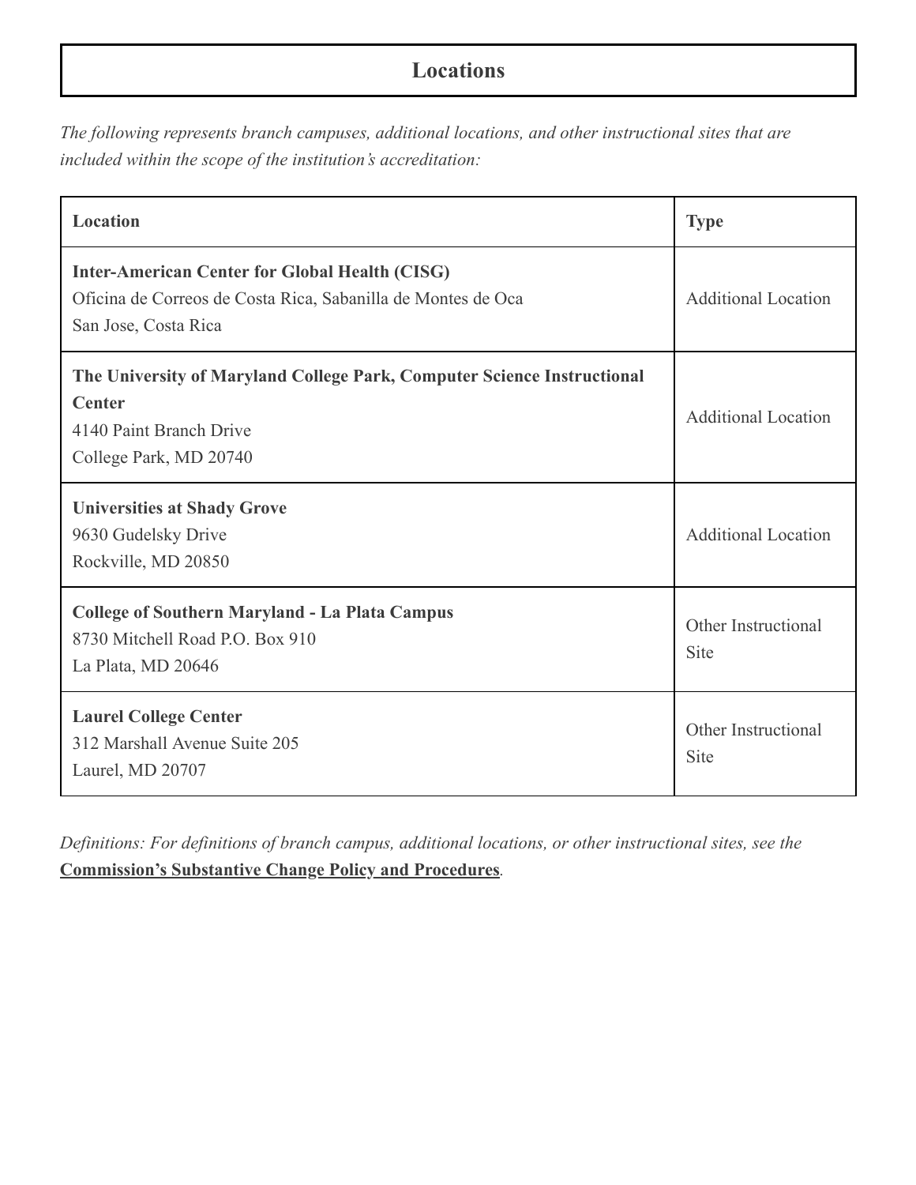## Locations

*The following represents branch campuses, additional locations, and other instructional sites that are included within the scope of the institution's accreditation:*

| Location | Type |
| --- | --- |
| **Inter-American Center for Global Health (CISG)**<br>Oficina de Correos de Costa Rica, Sabanilla de Montes de Oca<br>San Jose, Costa Rica | Additional Location |
| **The University of Maryland College Park, Computer Science Instructional Center**<br>4140 Paint Branch Drive<br>College Park, MD 20740 | Additional Location |
| **Universities at Shady Grove**<br>9630 Gudelsky Drive<br>Rockville, MD 20850 | Additional Location |
| **College of Southern Maryland - La Plata Campus**<br>8730 Mitchell Road P.O. Box 910<br>La Plata, MD 20646 | Other Instructional Site |
| **Laurel College Center**<br>312 Marshall Avenue Suite 205<br>Laurel, MD 20707 | Other Instructional Site |

*Definitions: For definitions of branch campus, additional locations, or other instructional sites, see the* **Commission's Substantive Change Policy and Procedures**.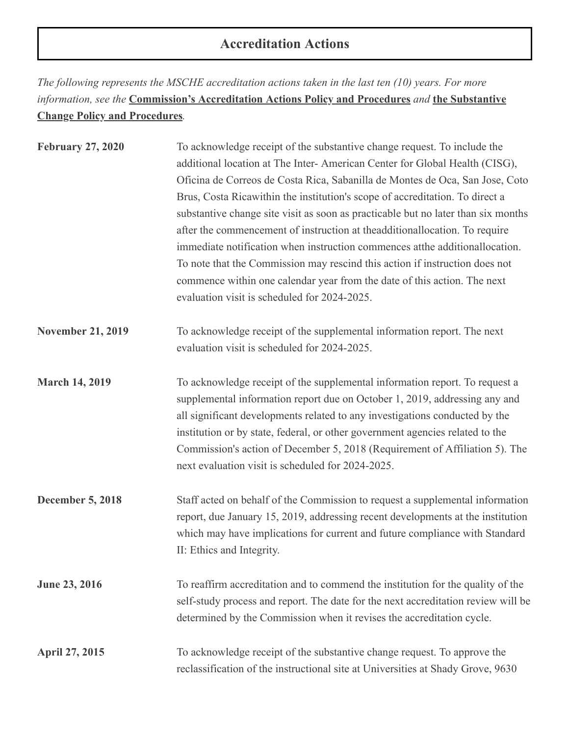## Accreditation Actions

*The following represents the MSCHE accreditation actions taken in the last ten (10) years. For more information, see the* **Commission's Accreditation Actions Policy and Procedures** *and* **the Substantive Change Policy and Procedures**.

**February 27, 2020**

To acknowledge receipt of the substantive change request. To include the additional location at The Inter- American Center for Global Health (CISG), Oficina de Correos de Costa Rica, Sabanilla de Montes de Oca, San Jose, Coto Brus, Costa Ricawithin the institution's scope of accreditation. To direct a substantive change site visit as soon as practicable but no later than six months after the commencement of instruction at theadditionallocation. To require immediate notification when instruction commences atthe additionallocation. To note that the Commission may rescind this action if instruction does not commence within one calendar year from the date of this action. The next evaluation visit is scheduled for 2024-2025.

**November 21, 2019**

To acknowledge receipt of the supplemental information report. The next evaluation visit is scheduled for 2024-2025.

**March 14, 2019**

To acknowledge receipt of the supplemental information report. To request a supplemental information report due on October 1, 2019, addressing any and all significant developments related to any investigations conducted by the institution or by state, federal, or other government agencies related to the Commission's action of December 5, 2018 (Requirement of Affiliation 5). The next evaluation visit is scheduled for 2024-2025.

**December 5, 2018**

Staff acted on behalf of the Commission to request a supplemental information report, due January 15, 2019, addressing recent developments at the institution which may have implications for current and future compliance with Standard II: Ethics and Integrity.

**June 23, 2016**

To reaffirm accreditation and to commend the institution for the quality of the self-study process and report. The date for the next accreditation review will be determined by the Commission when it revises the accreditation cycle.

**April 27, 2015**

To acknowledge receipt of the substantive change request. To approve the reclassification of the instructional site at Universities at Shady Grove, 9630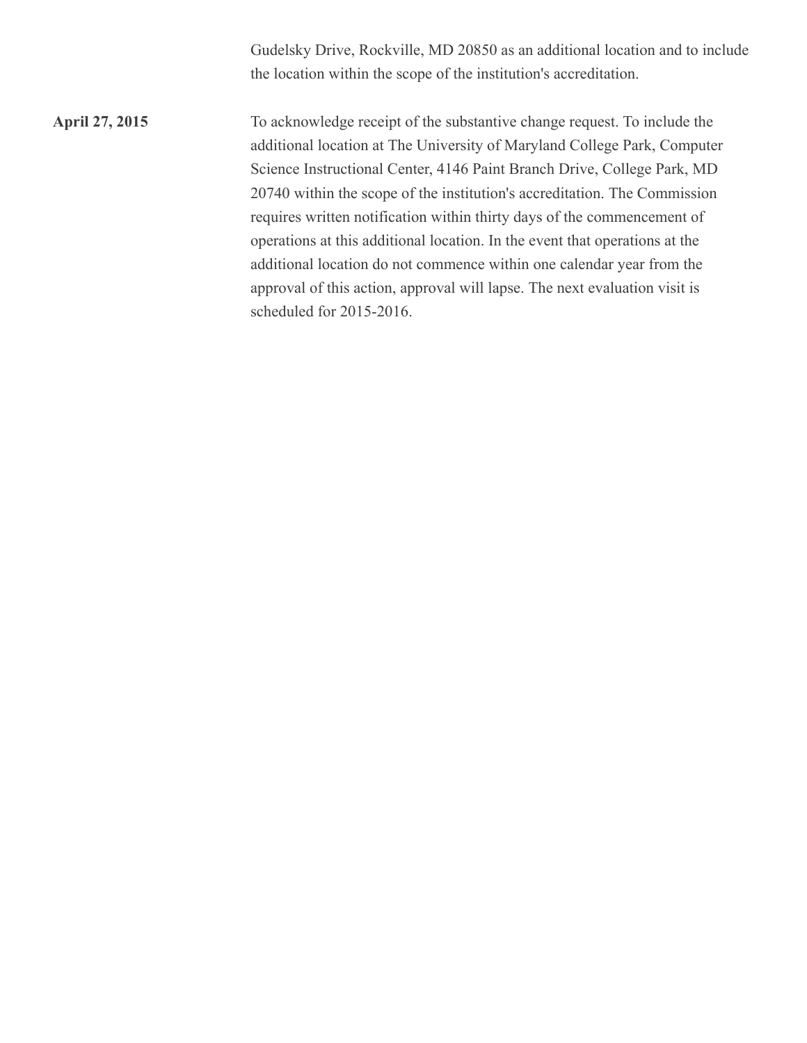Gudelsky Drive, Rockville, MD 20850 as an additional location and to include the location within the scope of the institution's accreditation.

**April 27, 2015**

To acknowledge receipt of the substantive change request. To include the additional location at The University of Maryland College Park, Computer Science Instructional Center, 4146 Paint Branch Drive, College Park, MD 20740 within the scope of the institution's accreditation. The Commission requires written notification within thirty days of the commencement of operations at this additional location. In the event that operations at the additional location do not commence within one calendar year from the approval of this action, approval will lapse. The next evaluation visit is scheduled for 2015-2016.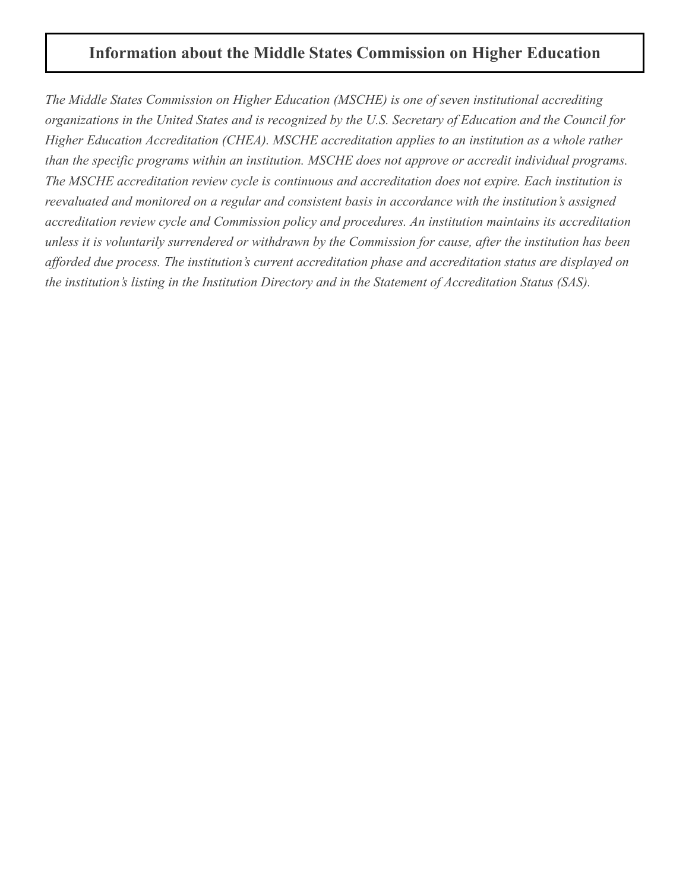## Information about the Middle States Commission on Higher Education

*The Middle States Commission on Higher Education (MSCHE) is one of seven institutional accrediting organizations in the United States and is recognized by the U.S. Secretary of Education and the Council for Higher Education Accreditation (CHEA). MSCHE accreditation applies to an institution as a whole rather than the specific programs within an institution. MSCHE does not approve or accredit individual programs. The MSCHE accreditation review cycle is continuous and accreditation does not expire. Each institution is reevaluated and monitored on a regular and consistent basis in accordance with the institution's assigned accreditation review cycle and Commission policy and procedures. An institution maintains its accreditation unless it is voluntarily surrendered or withdrawn by the Commission for cause, after the institution has been afforded due process. The institution's current accreditation phase and accreditation status are displayed on the institution's listing in the Institution Directory and in the Statement of Accreditation Status (SAS).*